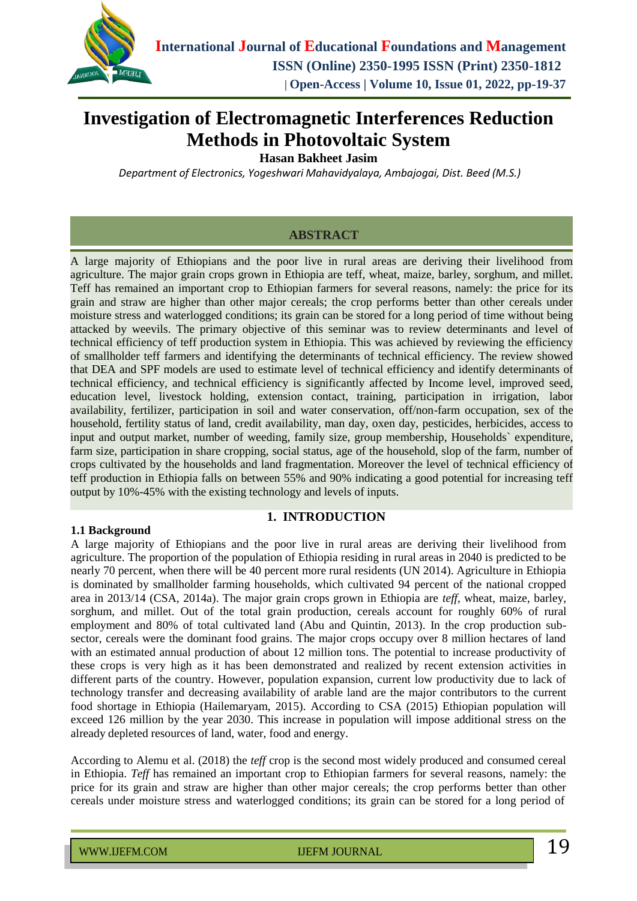# Investigation of Electromagnetic Interferences Reduction Methods in Photovoltaic System

**Hasan Bakheet Jasim**

*Department of Electronics, Yogeshwari Mahavidyalaya, Ambajogai, Dist. Beed (M.S.)*

## ABSTRACT

A large majority of Ethiopians and the poor live in rural areas are deriving their livelihood from agriculture. The major grain crops grown in Ethiopia are teff, wheat, maize, barley, sorghum, and millet. Teff has remained an important crop to Ethiopian farmers for several reasons, namely: the price for its grain and straw are higher than other major cereals; the crop performs better than other cereals under moisture stress and waterlogged conditions; its grain can be stored for a long period of time without being attacked by weevils. The primary objective of this seminar was to review determinants and level of technical efficiency of teff production system in Ethiopia. This was achieved by reviewing the efficiency of smallholder teff farmers and identifying the determinants of technical efficiency. The review showed that DEA and SPF models are used to estimate level of technical efficiency and identify determinants of technical efficiency, and technical efficiency is significantly affected by Income level, improved seed, education level, livestock holding, extension contact, training, participation in irrigation, labor availability, fertilizer, participation in soil and water conservation, off/non-farm occupation, sex of the household, fertility status of land, credit availability, man day, oxen day, pesticides, herbicides, access to input and output market, number of weeding, family size, group membership, Households` expenditure, farm size, participation in share cropping, social status, age of the household, slop of the farm, number of crops cultivated by the households and land fragmentation. Moreover the level of technical efficiency of teff production in Ethiopia falls on between 55% and 90% indicating a good potential for increasing teff output by 10%-45% with the existing technology and levels of inputs.

## 1. INTRODUCTION

### 1.1 Background

A large majority of Ethiopians and the poor live in rural areas are deriving their livelihood from agriculture. The proportion of the population of Ethiopia residing in rural areas in 2040 is predicted to be nearly 70 percent, when there will be 40 percent more rural residents (UN 2014). Agriculture in Ethiopia is dominated by smallholder farming households, which cultivated 94 percent of the national cropped area in 2013/14 (CSA, 2014a). The major grain crops grown in Ethiopia are *teff*, wheat, maize, barley, sorghum, and millet. Out of the total grain production, cereals account for roughly 60% of rural employment and 80% of total cultivated land (Abu and Quintin, 2013). In the crop production sub-sector, cereals were the dominant food grains. The major crops occupy over 8 million hectares of land with an estimated annual production of about 12 million tons. The potential to increase productivity of these crops is very high as it has been demonstrated and realized by recent extension activities in different parts of the country. However, population expansion, current low productivity due to lack of technology transfer and decreasing availability of arable land are the major contributors to the current food shortage in Ethiopia (Hailemaryam, 2015). According to CSA (2015) Ethiopian population will exceed 126 million by the year 2030. This increase in population will impose additional stress on the already depleted resources of land, water, food and energy.

According to Alemu et al. (2018) the *teff* crop is the second most widely produced and consumed cereal in Ethiopia. *Teff* has remained an important crop to Ethiopian farmers for several reasons, namely: the price for its grain and straw are higher than other major cereals; the crop performs better than other cereals under moisture stress and waterlogged conditions; its grain can be stored for a long period of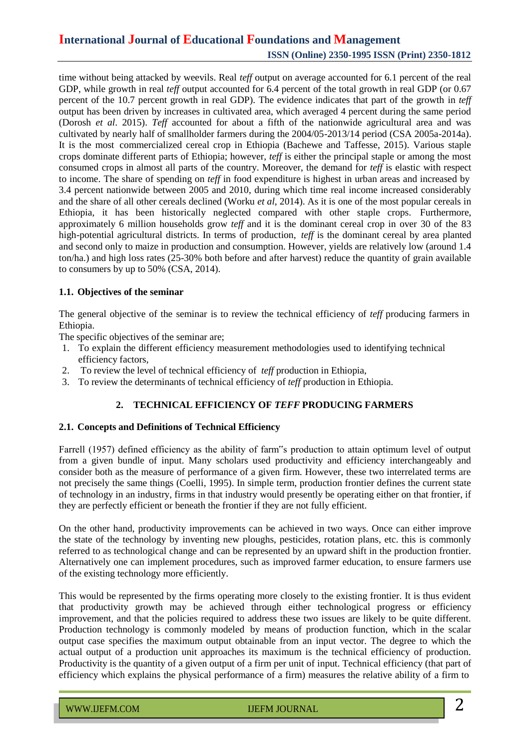time without being attacked by weevils. Real *teff* output on average accounted for 6.1 percent of the real GDP, while growth in real *teff* output accounted for 6.4 percent of the total growth in real GDP (or 0.67 percent of the 10.7 percent growth in real GDP). The evidence indicates that part of the growth in *teff* output has been driven by increases in cultivated area, which averaged 4 percent during the same period (Dorosh *et al*. 2015). *Teff* accounted for about a fifth of the nationwide agricultural area and was cultivated by nearly half of smallholder farmers during the 2004/05-2013/14 period (CSA 2005a-2014a). It is the most commercialized cereal crop in Ethiopia (Bachewe and Taffesse, 2015). Various staple crops dominate different parts of Ethiopia; however, *teff* is either the principal staple or among the most consumed crops in almost all parts of the country. Moreover, the demand for *teff* is elastic with respect to income. The share of spending on *teff* in food expenditure is highest in urban areas and increased by 3.4 percent nationwide between 2005 and 2010, during which time real income increased considerably and the share of all other cereals declined (Worku *et al*, 2014). As it is one of the most popular cereals in Ethiopia, it has been historically neglected compared with other staple crops. Furthermore, approximately 6 million households grow *teff* and it is the dominant cereal crop in over 30 of the 83 high-potential agricultural districts. In terms of production, *teff* is the dominant cereal by area planted and second only to maize in production and consumption. However, yields are relatively low (around 1.4 ton/ha.) and high loss rates (25-30% both before and after harvest) reduce the quantity of grain available to consumers by up to 50% (CSA, 2014).

### 1.1. Objectives of the seminar

The general objective of the seminar is to review the technical efficiency of *teff* producing farmers in Ethiopia.

The specific objectives of the seminar are;

1. To explain the different efficiency measurement methodologies used to identifying technical efficiency factors,
2. To review the level of technical efficiency of *teff* production in Ethiopia,
3. To review the determinants of technical efficiency of *teff* production in Ethiopia.

## 2. TECHNICAL EFFICIENCY OF *TEFF* PRODUCING FARMERS

### 2.1. Concepts and Definitions of Technical Efficiency

Farrell (1957) defined efficiency as the ability of farm"s production to attain optimum level of output from a given bundle of input. Many scholars used productivity and efficiency interchangeably and consider both as the measure of performance of a given firm. However, these two interrelated terms are not precisely the same things (Coelli, 1995). In simple term, production frontier defines the current state of technology in an industry, firms in that industry would presently be operating either on that frontier, if they are perfectly efficient or beneath the frontier if they are not fully efficient.

On the other hand, productivity improvements can be achieved in two ways. Once can either improve the state of the technology by inventing new ploughs, pesticides, rotation plans, etc. this is commonly referred to as technological change and can be represented by an upward shift in the production frontier. Alternatively one can implement procedures, such as improved farmer education, to ensure farmers use of the existing technology more efficiently.

This would be represented by the firms operating more closely to the existing frontier. It is thus evident that productivity growth may be achieved through either technological progress or efficiency improvement, and that the policies required to address these two issues are likely to be quite different. Production technology is commonly modeled by means of production function, which in the scalar output case specifies the maximum output obtainable from an input vector. The degree to which the actual output of a production unit approaches its maximum is the technical efficiency of production. Productivity is the quantity of a given output of a firm per unit of input. Technical efficiency (that part of efficiency which explains the physical performance of a firm) measures the relative ability of a firm to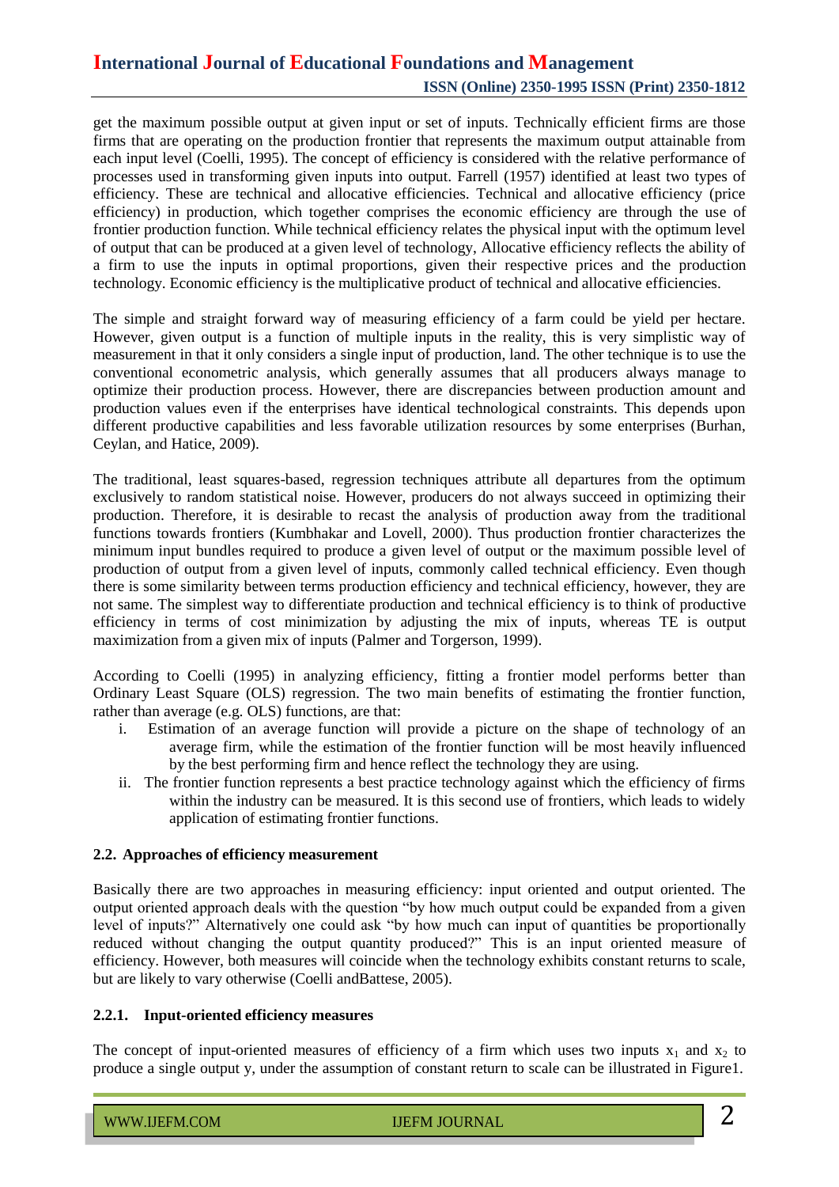get the maximum possible output at given input or set of inputs. Technically efficient firms are those firms that are operating on the production frontier that represents the maximum output attainable from each input level (Coelli, 1995). The concept of efficiency is considered with the relative performance of processes used in transforming given inputs into output. Farrell (1957) identified at least two types of efficiency. These are technical and allocative efficiencies. Technical and allocative efficiency (price efficiency) in production, which together comprises the economic efficiency are through the use of frontier production function. While technical efficiency relates the physical input with the optimum level of output that can be produced at a given level of technology, Allocative efficiency reflects the ability of a firm to use the inputs in optimal proportions, given their respective prices and the production technology. Economic efficiency is the multiplicative product of technical and allocative efficiencies.

The simple and straight forward way of measuring efficiency of a farm could be yield per hectare. However, given output is a function of multiple inputs in the reality, this is very simplistic way of measurement in that it only considers a single input of production, land. The other technique is to use the conventional econometric analysis, which generally assumes that all producers always manage to optimize their production process. However, there are discrepancies between production amount and production values even if the enterprises have identical technological constraints. This depends upon different productive capabilities and less favorable utilization resources by some enterprises (Burhan, Ceylan, and Hatice, 2009).

The traditional, least squares-based, regression techniques attribute all departures from the optimum exclusively to random statistical noise. However, producers do not always succeed in optimizing their production. Therefore, it is desirable to recast the analysis of production away from the traditional functions towards frontiers (Kumbhakar and Lovell, 2000). Thus production frontier characterizes the minimum input bundles required to produce a given level of output or the maximum possible level of production of output from a given level of inputs, commonly called technical efficiency. Even though there is some similarity between terms production efficiency and technical efficiency, however, they are not same. The simplest way to differentiate production and technical efficiency is to think of productive efficiency in terms of cost minimization by adjusting the mix of inputs, whereas TE is output maximization from a given mix of inputs (Palmer and Torgerson, 1999).

According to Coelli (1995) in analyzing efficiency, fitting a frontier model performs better than Ordinary Least Square (OLS) regression. The two main benefits of estimating the frontier function, rather than average (e.g. OLS) functions, are that:

i. Estimation of an average function will provide a picture on the shape of technology of an average firm, while the estimation of the frontier function will be most heavily influenced by the best performing firm and hence reflect the technology they are using.
ii. The frontier function represents a best practice technology against which the efficiency of firms within the industry can be measured. It is this second use of frontiers, which leads to widely application of estimating frontier functions.

### 2.2. Approaches of efficiency measurement

Basically there are two approaches in measuring efficiency: input oriented and output oriented. The output oriented approach deals with the question "by how much output could be expanded from a given level of inputs?" Alternatively one could ask "by how much can input of quantities be proportionally reduced without changing the output quantity produced?" This is an input oriented measure of efficiency. However, both measures will coincide when the technology exhibits constant returns to scale, but are likely to vary otherwise (Coelli andBattese, 2005).

#### 2.2.1. Input-oriented efficiency measures

The concept of input-oriented measures of efficiency of a firm which uses two inputs $x_1$ and $x_2$ to produce a single output y, under the assumption of constant return to scale can be illustrated in Figure1.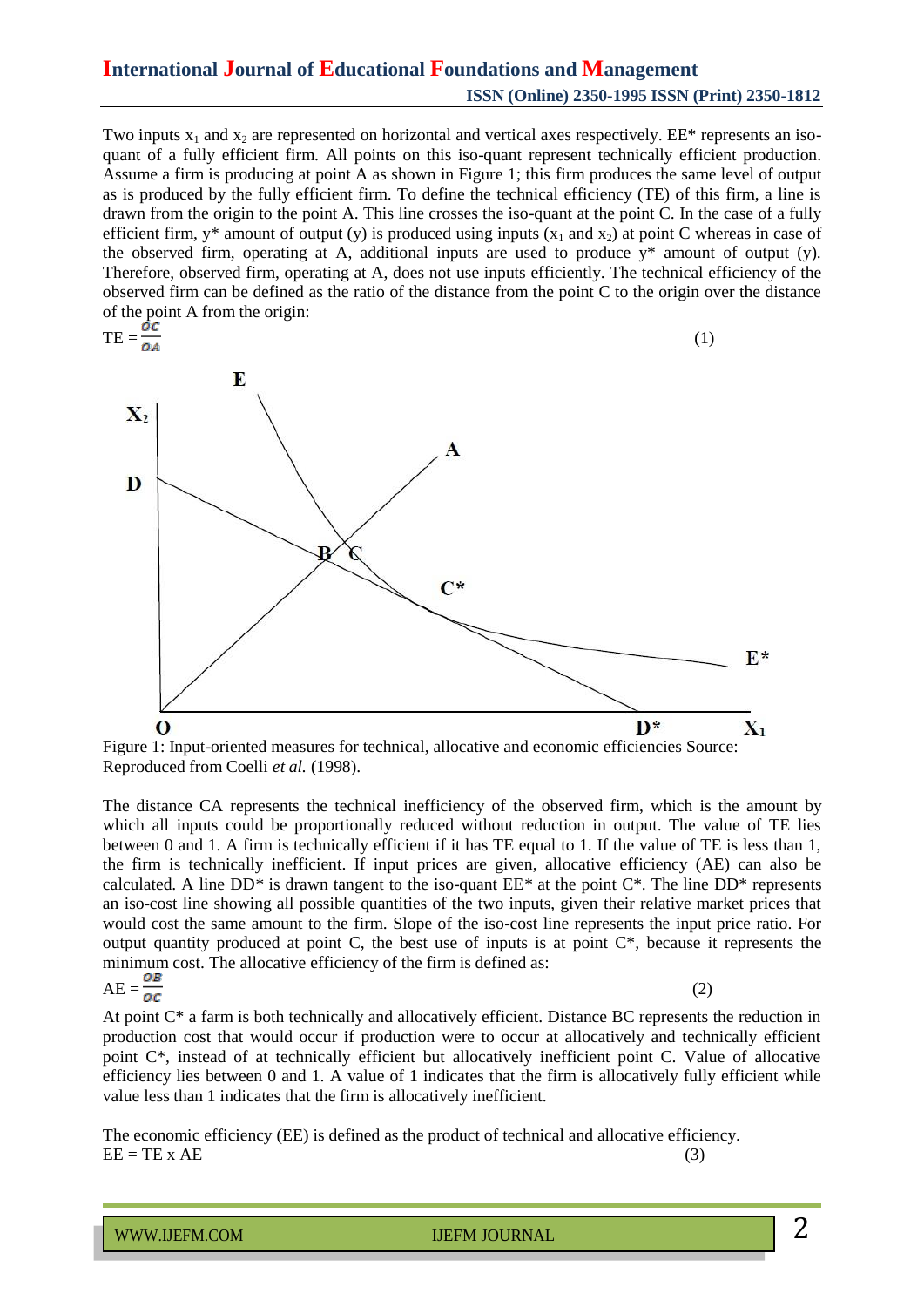Two inputs $x_1$ and $x_2$ are represented on horizontal and vertical axes respectively. EE* represents an iso-quant of a fully efficient firm. All points on this iso-quant represent technically efficient production. Assume a firm is producing at point A as shown in Figure 1; this firm produces the same level of output as is produced by the fully efficient firm. To define the technical efficiency (TE) of this firm, a line is drawn from the origin to the point A. This line crosses the iso-quant at the point C. In the case of a fully efficient firm, $y^*$ amount of output (y) is produced using inputs ($x_1$ and $x_2$) at point C whereas in case of the observed firm, operating at A, additional inputs are used to produce $y^*$ amount of output (y). Therefore, observed firm, operating at A, does not use inputs efficiently. The technical efficiency of the observed firm can be defined as the ratio of the distance from the point C to the origin over the distance of the point A from the origin:

$$TE = \frac{OC}{OA} \quad (1)$$

Figure 1: Input-oriented measures for technical, allocative and economic efficiencies Source: Reproduced from Coelli *et al.* (1998).

The distance CA represents the technical inefficiency of the observed firm, which is the amount by which all inputs could be proportionally reduced without reduction in output. The value of TE lies between 0 and 1. A firm is technically efficient if it has TE equal to 1. If the value of TE is less than 1, the firm is technically inefficient. If input prices are given, allocative efficiency (AE) can also be calculated. A line DD* is drawn tangent to the iso-quant EE* at the point C*. The line DD* represents an iso-cost line showing all possible quantities of the two inputs, given their relative market prices that would cost the same amount to the firm. Slope of the iso-cost line represents the input price ratio. For output quantity produced at point C, the best use of inputs is at point C*, because it represents the minimum cost. The allocative efficiency of the firm is defined as:

$$AE = \frac{OB}{OC} \quad (2)$$

At point C* a farm is both technically and allocatively efficient. Distance BC represents the reduction in production cost that would occur if production were to occur at allocatively and technically efficient point C*, instead of at technically efficient but allocatively inefficient point C. Value of allocative efficiency lies between 0 and 1. A value of 1 indicates that the firm is allocatively fully efficient while value less than 1 indicates that the firm is allocatively inefficient.

The economic efficiency (EE) is defined as the product of technical and allocative efficiency.

$$EE = TE \times AE \quad (3)$$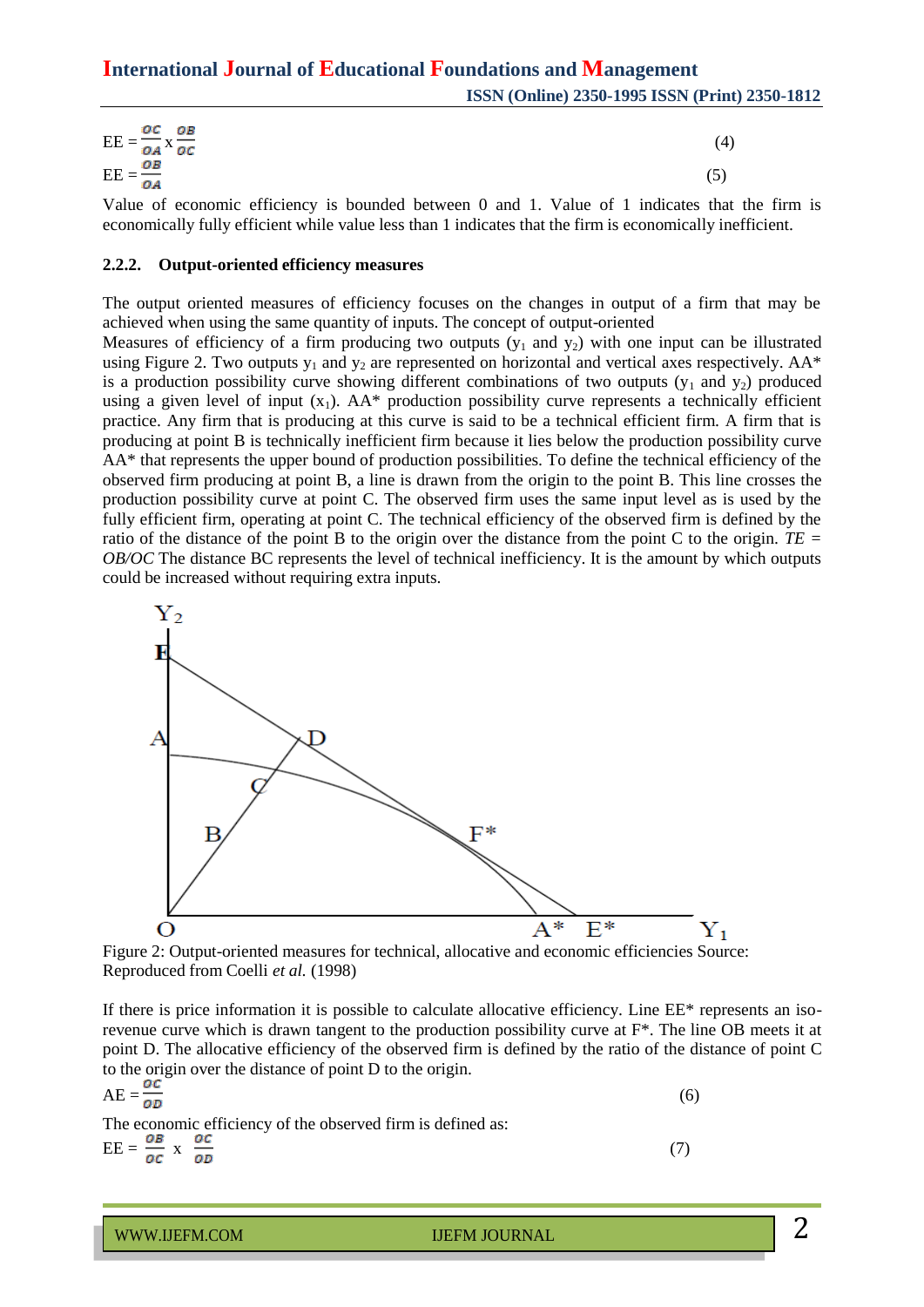$$\text{EE} = \frac{OC}{OA} \times \frac{OB}{OC} \tag{4}$$

$$\text{EE} = \frac{OB}{OA} \tag{5}$$

Value of economic efficiency is bounded between 0 and 1. Value of 1 indicates that the firm is economically fully efficient while value less than 1 indicates that the firm is economically inefficient.

### 2.2.2. Output-oriented efficiency measures

The output oriented measures of efficiency focuses on the changes in output of a firm that may be achieved when using the same quantity of inputs. The concept of output-oriented
Measures of efficiency of a firm producing two outputs ($y_1$ and $y_2$) with one input can be illustrated using Figure 2. Two outputs $y_1$ and $y_2$ are represented on horizontal and vertical axes respectively. AA* is a production possibility curve showing different combinations of two outputs ($y_1$ and $y_2$) produced using a given level of input ($x_1$). AA* production possibility curve represents a technically efficient practice. Any firm that is producing at this curve is said to be a technical efficient firm. A firm that is producing at point B is technically inefficient firm because it lies below the production possibility curve AA* that represents the upper bound of production possibilities. To define the technical efficiency of the observed firm producing at point B, a line is drawn from the origin to the point B. This line crosses the production possibility curve at point C. The observed firm uses the same input level as is used by the fully efficient firm, operating at point C. The technical efficiency of the observed firm is defined by the ratio of the distance of the point B to the origin over the distance from the point C to the origin. *TE = OB/OC* The distance BC represents the level of technical inefficiency. It is the amount by which outputs could be increased without requiring extra inputs.

Figure 2: Output-oriented measures for technical, allocative and economic efficiencies Source: Reproduced from Coelli *et al.* (1998)

If there is price information it is possible to calculate allocative efficiency. Line EE* represents an iso-revenue curve which is drawn tangent to the production possibility curve at F*. The line OB meets it at point D. The allocative efficiency of the observed firm is defined by the ratio of the distance of point C to the origin over the distance of point D to the origin.

$$\text{AE} = \frac{OC}{OD} \tag{6}$$

The economic efficiency of the observed firm is defined as:

$$\text{EE} = \frac{OB}{OC} \times \frac{OC}{OD} \tag{7}$$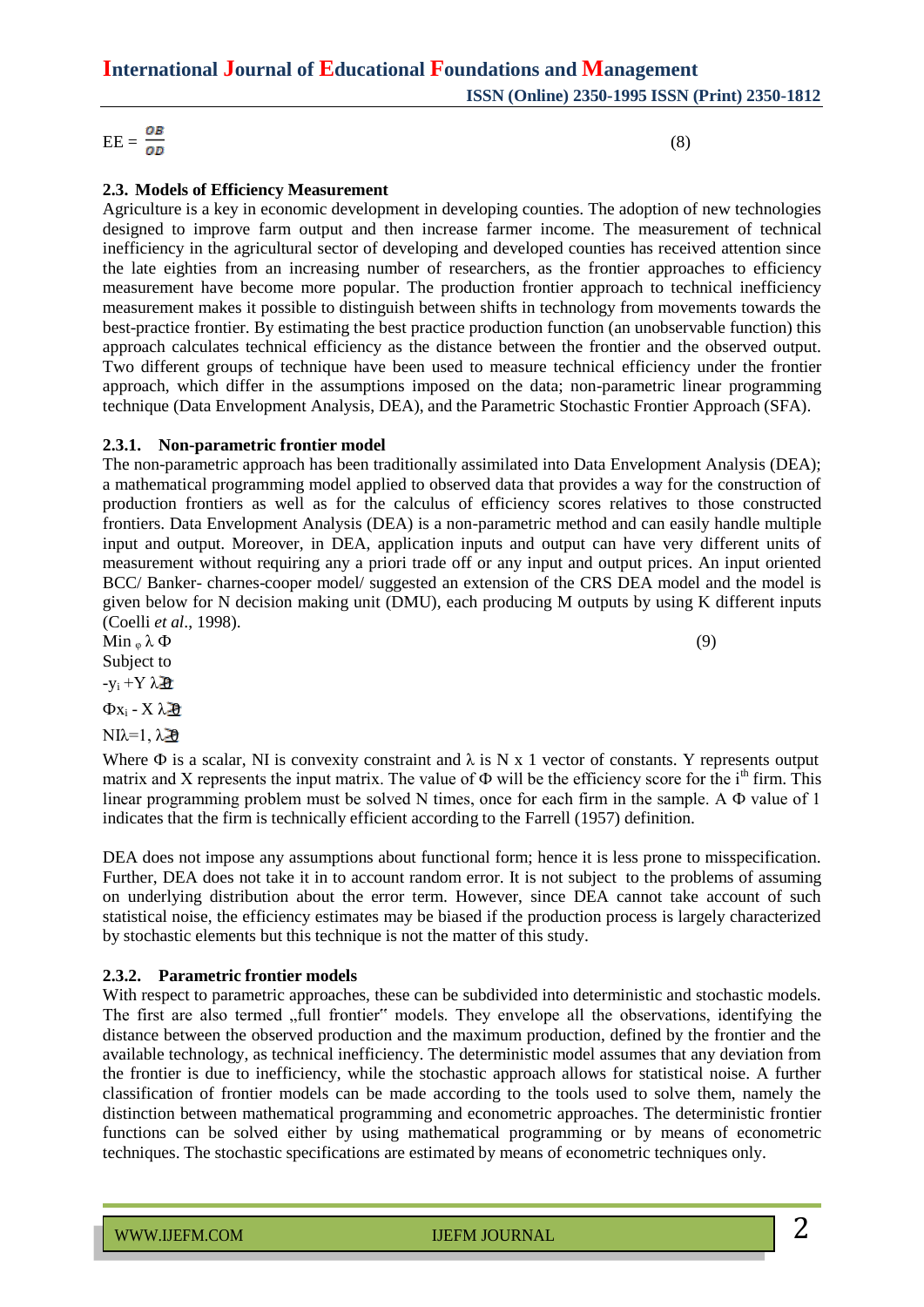$$EE = \frac{OB}{OD} \tag{8}$$

### 2.3. Models of Efficiency Measurement

Agriculture is a key in economic development in developing counties. The adoption of new technologies designed to improve farm output and then increase farmer income. The measurement of technical inefficiency in the agricultural sector of developing and developed counties has received attention since the late eighties from an increasing number of researchers, as the frontier approaches to efficiency measurement have become more popular. The production frontier approach to technical inefficiency measurement makes it possible to distinguish between shifts in technology from movements towards the best-practice frontier. By estimating the best practice production function (an unobservable function) this approach calculates technical efficiency as the distance between the frontier and the observed output. Two different groups of technique have been used to measure technical efficiency under the frontier approach, which differ in the assumptions imposed on the data; non-parametric linear programming technique (Data Envelopment Analysis, DEA), and the Parametric Stochastic Frontier Approach (SFA).

#### 2.3.1. Non-parametric frontier model

The non-parametric approach has been traditionally assimilated into Data Envelopment Analysis (DEA); a mathematical programming model applied to observed data that provides a way for the construction of production frontiers as well as for the calculus of efficiency scores relatives to those constructed frontiers. Data Envelopment Analysis (DEA) is a non-parametric method and can easily handle multiple input and output. Moreover, in DEA, application inputs and output can have very different units of measurement without requiring any a priori trade off or any input and output prices. An input oriented BCC/ Banker- charnes-cooper model/ suggested an extension of the CRS DEA model and the model is given below for N decision making unit (DMU), each producing M outputs by using K different inputs (Coelli *et al*., 1998).

$$\text{Min}_{\varphi}\, \lambda\, \Phi \tag{9}$$

Subject to

$-y_i + Y\lambda \geq 0$

$\Phi x_i - X\lambda \geq 0$

$NI\lambda = 1,\ \lambda \geq 0$

Where $\Phi$ is a scalar, NI is convexity constraint and $\lambda$ is N x 1 vector of constants. Y represents output matrix and X represents the input matrix. The value of $\Phi$ will be the efficiency score for the i[th] firm. This linear programming problem must be solved N times, once for each firm in the sample. A $\Phi$ value of 1 indicates that the firm is technically efficient according to the Farrell (1957) definition.

DEA does not impose any assumptions about functional form; hence it is less prone to misspecification. Further, DEA does not take it in to account random error. It is not subject to the problems of assuming on underlying distribution about the error term. However, since DEA cannot take account of such statistical noise, the efficiency estimates may be biased if the production process is largely characterized by stochastic elements but this technique is not the matter of this study.

#### 2.3.2. Parametric frontier models

With respect to parametric approaches, these can be subdivided into deterministic and stochastic models. The first are also termed „full frontier" models. They envelope all the observations, identifying the distance between the observed production and the maximum production, defined by the frontier and the available technology, as technical inefficiency. The deterministic model assumes that any deviation from the frontier is due to inefficiency, while the stochastic approach allows for statistical noise. A further classification of frontier models can be made according to the tools used to solve them, namely the distinction between mathematical programming and econometric approaches. The deterministic frontier functions can be solved either by using mathematical programming or by means of econometric techniques. The stochastic specifications are estimated by means of econometric techniques only.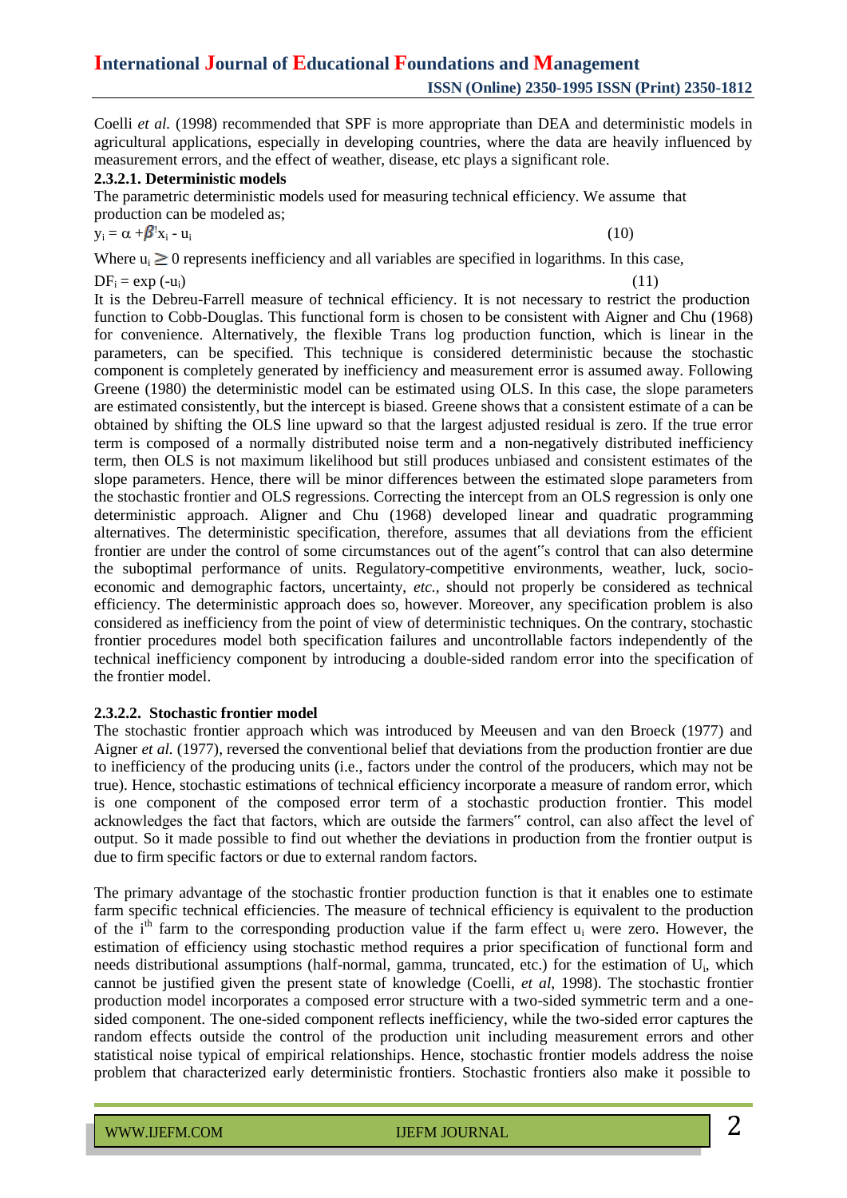Coelli *et al.* (1998) recommended that SPF is more appropriate than DEA and deterministic models in agricultural applications, especially in developing countries, where the data are heavily influenced by measurement errors, and the effect of weather, disease, etc plays a significant role.

**2.3.2.1. Deterministic models**

The parametric deterministic models used for measuring technical efficiency. We assume that production can be modeled as;

$$y_i = \alpha + \beta' x_i - u_i \qquad (10)$$

Where $u_i \geq 0$ represents inefficiency and all variables are specified in logarithms. In this case,

$$DF_i = \exp(-u_i) \qquad (11)$$

It is the Debreu-Farrell measure of technical efficiency. It is not necessary to restrict the production function to Cobb-Douglas. This functional form is chosen to be consistent with Aigner and Chu (1968) for convenience. Alternatively, the flexible Trans log production function, which is linear in the parameters, can be specified. This technique is considered deterministic because the stochastic component is completely generated by inefficiency and measurement error is assumed away. Following Greene (1980) the deterministic model can be estimated using OLS. In this case, the slope parameters are estimated consistently, but the intercept is biased. Greene shows that a consistent estimate of a can be obtained by shifting the OLS line upward so that the largest adjusted residual is zero. If the true error term is composed of a normally distributed noise term and a non-negatively distributed inefficiency term, then OLS is not maximum likelihood but still produces unbiased and consistent estimates of the slope parameters. Hence, there will be minor differences between the estimated slope parameters from the stochastic frontier and OLS regressions. Correcting the intercept from an OLS regression is only one deterministic approach. Aligner and Chu (1968) developed linear and quadratic programming alternatives. The deterministic specification, therefore, assumes that all deviations from the efficient frontier are under the control of some circumstances out of the agent"s control that can also determine the suboptimal performance of units. Regulatory-competitive environments, weather, luck, socio-economic and demographic factors, uncertainty, *etc.*, should not properly be considered as technical efficiency. The deterministic approach does so, however. Moreover, any specification problem is also considered as inefficiency from the point of view of deterministic techniques. On the contrary, stochastic frontier procedures model both specification failures and uncontrollable factors independently of the technical inefficiency component by introducing a double-sided random error into the specification of the frontier model.

**2.3.2.2. Stochastic frontier model**

The stochastic frontier approach which was introduced by Meeusen and van den Broeck (1977) and Aigner *et al.* (1977), reversed the conventional belief that deviations from the production frontier are due to inefficiency of the producing units (i.e., factors under the control of the producers, which may not be true). Hence, stochastic estimations of technical efficiency incorporate a measure of random error, which is one component of the composed error term of a stochastic production frontier. This model acknowledges the fact that factors, which are outside the farmers" control, can also affect the level of output. So it made possible to find out whether the deviations in production from the frontier output is due to firm specific factors or due to external random factors.

The primary advantage of the stochastic frontier production function is that it enables one to estimate farm specific technical efficiencies. The measure of technical efficiency is equivalent to the production of the $i^{th}$ farm to the corresponding production value if the farm effect $u_i$ were zero. However, the estimation of efficiency using stochastic method requires a prior specification of functional form and needs distributional assumptions (half-normal, gamma, truncated, etc.) for the estimation of $U_i$, which cannot be justified given the present state of knowledge (Coelli, *et al*, 1998). The stochastic frontier production model incorporates a composed error structure with a two-sided symmetric term and a one-sided component. The one-sided component reflects inefficiency, while the two-sided error captures the random effects outside the control of the production unit including measurement errors and other statistical noise typical of empirical relationships. Hence, stochastic frontier models address the noise problem that characterized early deterministic frontiers. Stochastic frontiers also make it possible to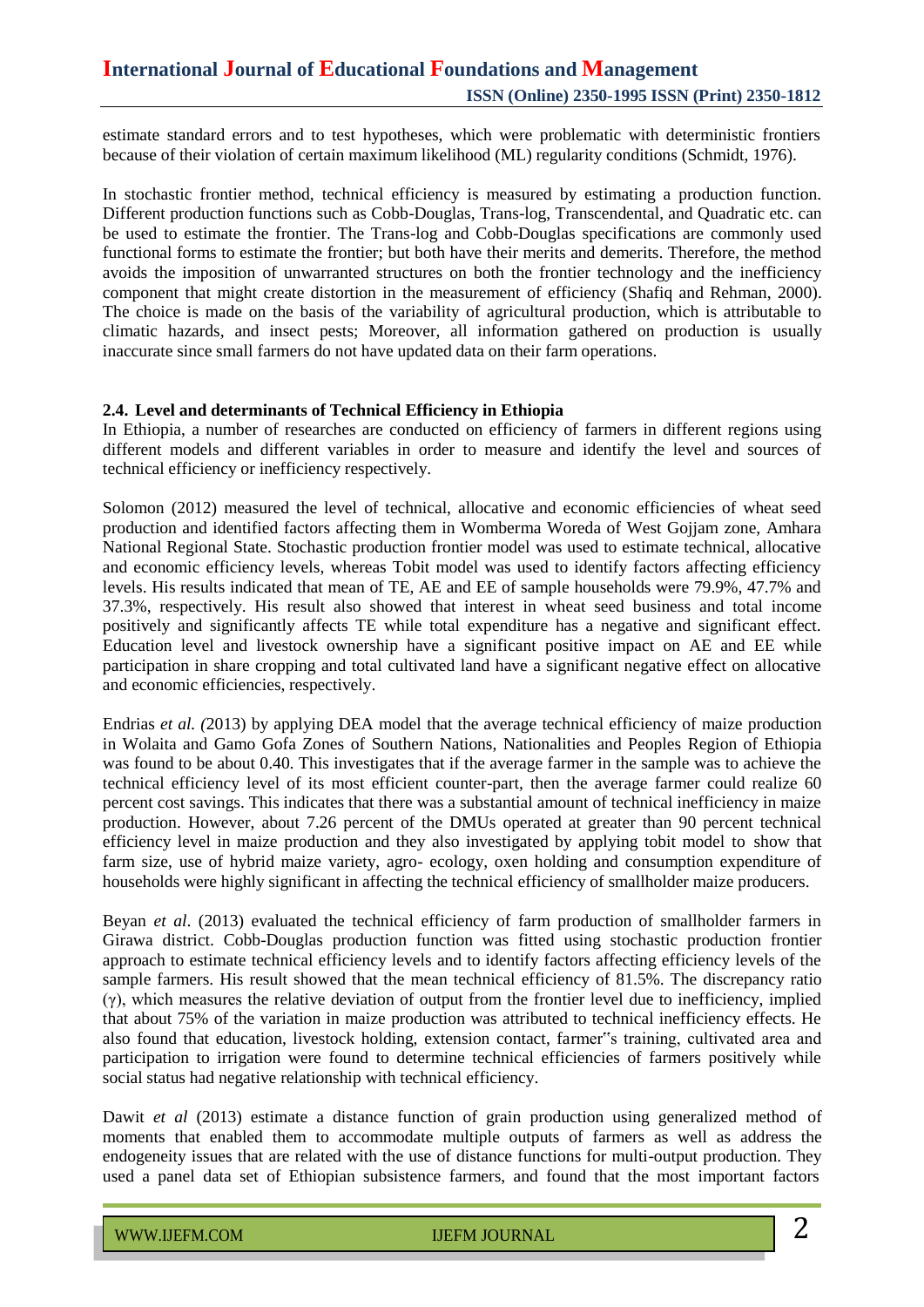estimate standard errors and to test hypotheses, which were problematic with deterministic frontiers because of their violation of certain maximum likelihood (ML) regularity conditions (Schmidt, 1976).

In stochastic frontier method, technical efficiency is measured by estimating a production function. Different production functions such as Cobb-Douglas, Trans-log, Transcendental, and Quadratic etc. can be used to estimate the frontier. The Trans-log and Cobb-Douglas specifications are commonly used functional forms to estimate the frontier; but both have their merits and demerits. Therefore, the method avoids the imposition of unwarranted structures on both the frontier technology and the inefficiency component that might create distortion in the measurement of efficiency (Shafiq and Rehman, 2000). The choice is made on the basis of the variability of agricultural production, which is attributable to climatic hazards, and insect pests; Moreover, all information gathered on production is usually inaccurate since small farmers do not have updated data on their farm operations.

### 2.4. Level and determinants of Technical Efficiency in Ethiopia

In Ethiopia, a number of researches are conducted on efficiency of farmers in different regions using different models and different variables in order to measure and identify the level and sources of technical efficiency or inefficiency respectively.

Solomon (2012) measured the level of technical, allocative and economic efficiencies of wheat seed production and identified factors affecting them in Womberma Woreda of West Gojjam zone, Amhara National Regional State. Stochastic production frontier model was used to estimate technical, allocative and economic efficiency levels, whereas Tobit model was used to identify factors affecting efficiency levels. His results indicated that mean of TE, AE and EE of sample households were 79.9%, 47.7% and 37.3%, respectively. His result also showed that interest in wheat seed business and total income positively and significantly affects TE while total expenditure has a negative and significant effect. Education level and livestock ownership have a significant positive impact on AE and EE while participation in share cropping and total cultivated land have a significant negative effect on allocative and economic efficiencies, respectively.

Endrias *et al. (*2013) by applying DEA model that the average technical efficiency of maize production in Wolaita and Gamo Gofa Zones of Southern Nations, Nationalities and Peoples Region of Ethiopia was found to be about 0.40. This investigates that if the average farmer in the sample was to achieve the technical efficiency level of its most efficient counter-part, then the average farmer could realize 60 percent cost savings. This indicates that there was a substantial amount of technical inefficiency in maize production. However, about 7.26 percent of the DMUs operated at greater than 90 percent technical efficiency level in maize production and they also investigated by applying tobit model to show that farm size, use of hybrid maize variety, agro- ecology, oxen holding and consumption expenditure of households were highly significant in affecting the technical efficiency of smallholder maize producers.

Beyan *et al*. (2013) evaluated the technical efficiency of farm production of smallholder farmers in Girawa district. Cobb-Douglas production function was fitted using stochastic production frontier approach to estimate technical efficiency levels and to identify factors affecting efficiency levels of the sample farmers. His result showed that the mean technical efficiency of 81.5%. The discrepancy ratio ($\gamma$), which measures the relative deviation of output from the frontier level due to inefficiency, implied that about 75% of the variation in maize production was attributed to technical inefficiency effects. He also found that education, livestock holding, extension contact, farmer"s training, cultivated area and participation to irrigation were found to determine technical efficiencies of farmers positively while social status had negative relationship with technical efficiency.

Dawit *et al* (2013) estimate a distance function of grain production using generalized method of moments that enabled them to accommodate multiple outputs of farmers as well as address the endogeneity issues that are related with the use of distance functions for multi-output production. They used a panel data set of Ethiopian subsistence farmers, and found that the most important factors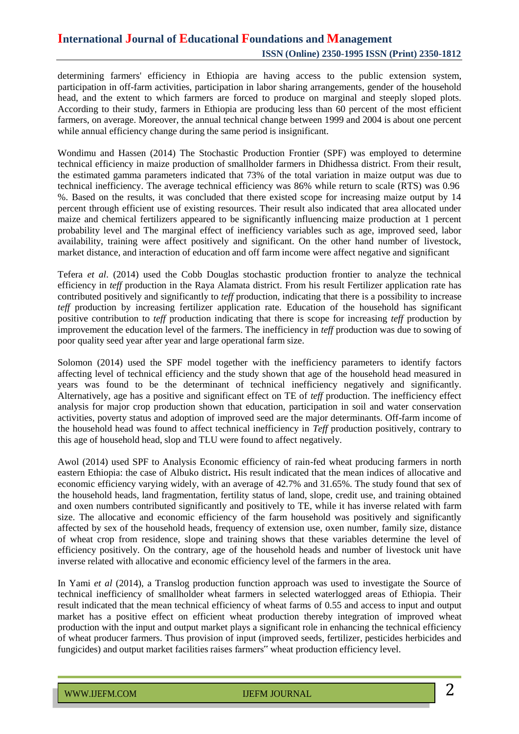determining farmers' efficiency in Ethiopia are having access to the public extension system, participation in off-farm activities, participation in labor sharing arrangements, gender of the household head, and the extent to which farmers are forced to produce on marginal and steeply sloped plots. According to their study, farmers in Ethiopia are producing less than 60 percent of the most efficient farmers, on average. Moreover, the annual technical change between 1999 and 2004 is about one percent while annual efficiency change during the same period is insignificant.

Wondimu and Hassen (2014) The Stochastic Production Frontier (SPF) was employed to determine technical efficiency in maize production of smallholder farmers in Dhidhessa district. From their result, the estimated gamma parameters indicated that 73% of the total variation in maize output was due to technical inefficiency. The average technical efficiency was 86% while return to scale (RTS) was 0.96 %. Based on the results, it was concluded that there existed scope for increasing maize output by 14 percent through efficient use of existing resources. Their result also indicated that area allocated under maize and chemical fertilizers appeared to be significantly influencing maize production at 1 percent probability level and The marginal effect of inefficiency variables such as age, improved seed, labor availability, training were affect positively and significant. On the other hand number of livestock, market distance, and interaction of education and off farm income were affect negative and significant

Tefera *et al*. (2014) used the Cobb Douglas stochastic production frontier to analyze the technical efficiency in *teff* production in the Raya Alamata district. From his result Fertilizer application rate has contributed positively and significantly to *teff* production, indicating that there is a possibility to increase *teff* production by increasing fertilizer application rate. Education of the household has significant positive contribution to *teff* production indicating that there is scope for increasing *teff* production by improvement the education level of the farmers. The inefficiency in *teff* production was due to sowing of poor quality seed year after year and large operational farm size.

Solomon (2014) used the SPF model together with the inefficiency parameters to identify factors affecting level of technical efficiency and the study shown that age of the household head measured in years was found to be the determinant of technical inefficiency negatively and significantly. Alternatively, age has a positive and significant effect on TE of *teff* production. The inefficiency effect analysis for major crop production shown that education, participation in soil and water conservation activities, poverty status and adoption of improved seed are the major determinants. Off-farm income of the household head was found to affect technical inefficiency in *Teff* production positively, contrary to this age of household head, slop and TLU were found to affect negatively.

Awol (2014) used SPF to Analysis Economic efficiency of rain-fed wheat producing farmers in north eastern Ethiopia: the case of Albuko district**.** His result indicated that the mean indices of allocative and economic efficiency varying widely, with an average of 42.7% and 31.65%. The study found that sex of the household heads, land fragmentation, fertility status of land, slope, credit use, and training obtained and oxen numbers contributed significantly and positively to TE, while it has inverse related with farm size. The allocative and economic efficiency of the farm household was positively and significantly affected by sex of the household heads, frequency of extension use, oxen number, family size, distance of wheat crop from residence, slope and training shows that these variables determine the level of efficiency positively. On the contrary, age of the household heads and number of livestock unit have inverse related with allocative and economic efficiency level of the farmers in the area.

In Yami *et al* (2014), a Translog production function approach was used to investigate the Source of technical inefficiency of smallholder wheat farmers in selected waterlogged areas of Ethiopia. Their result indicated that the mean technical efficiency of wheat farms of 0.55 and access to input and output market has a positive effect on efficient wheat production thereby integration of improved wheat production with the input and output market plays a significant role in enhancing the technical efficiency of wheat producer farmers. Thus provision of input (improved seeds, fertilizer, pesticides herbicides and fungicides) and output market facilities raises farmers‟ wheat production efficiency level.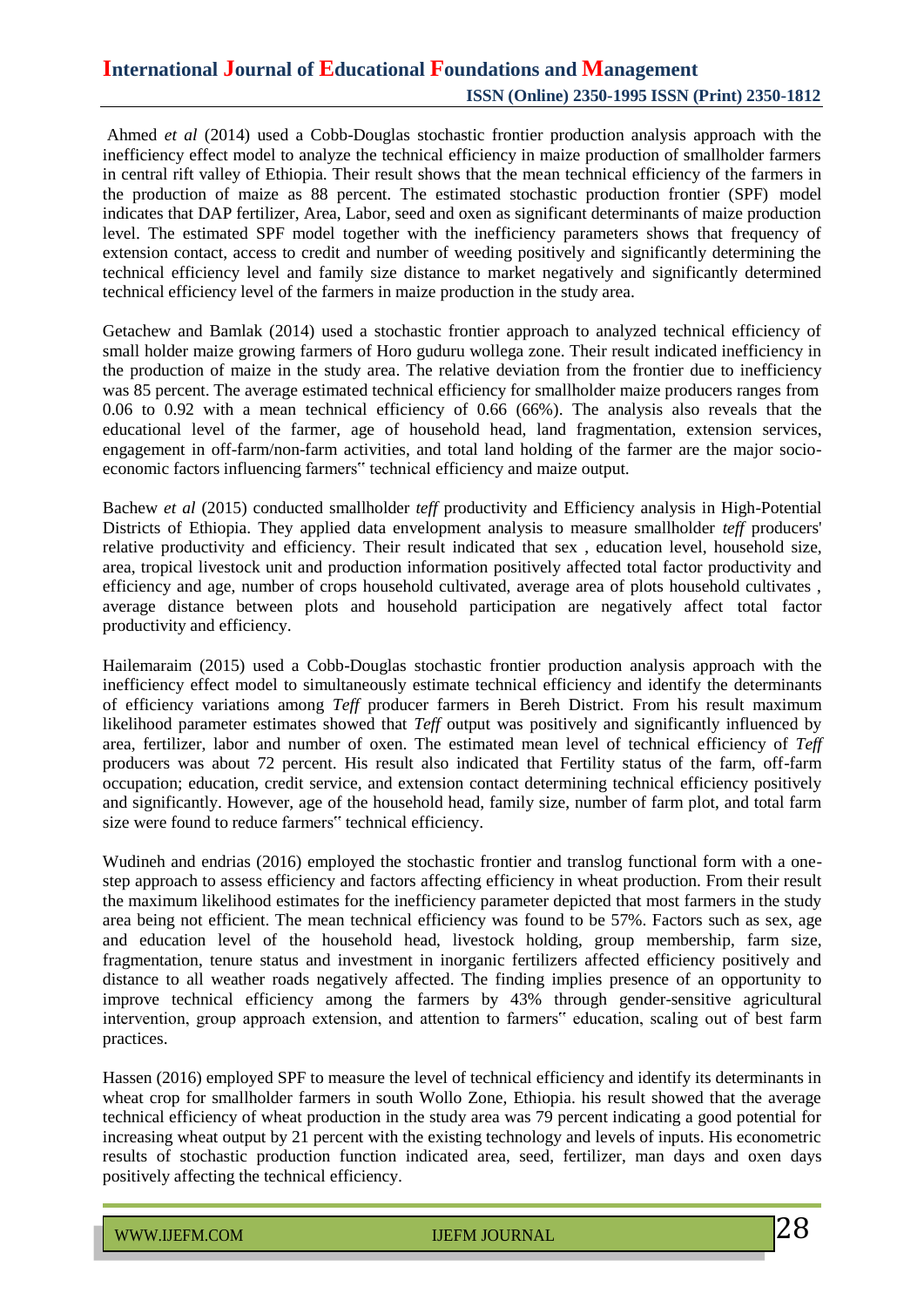Ahmed *et al* (2014) used a Cobb-Douglas stochastic frontier production analysis approach with the inefficiency effect model to analyze the technical efficiency in maize production of smallholder farmers in central rift valley of Ethiopia. Their result shows that the mean technical efficiency of the farmers in the production of maize as 88 percent. The estimated stochastic production frontier (SPF) model indicates that DAP fertilizer, Area, Labor, seed and oxen as significant determinants of maize production level. The estimated SPF model together with the inefficiency parameters shows that frequency of extension contact, access to credit and number of weeding positively and significantly determining the technical efficiency level and family size distance to market negatively and significantly determined technical efficiency level of the farmers in maize production in the study area.

Getachew and Bamlak (2014) used a stochastic frontier approach to analyzed technical efficiency of small holder maize growing farmers of Horo guduru wollega zone. Their result indicated inefficiency in the production of maize in the study area. The relative deviation from the frontier due to inefficiency was 85 percent. The average estimated technical efficiency for smallholder maize producers ranges from 0.06 to 0.92 with a mean technical efficiency of 0.66 (66%). The analysis also reveals that the educational level of the farmer, age of household head, land fragmentation, extension services, engagement in off-farm/non-farm activities, and total land holding of the farmer are the major socio-economic factors influencing farmers‟ technical efficiency and maize output.

Bachew *et al* (2015) conducted smallholder *teff* productivity and Efficiency analysis in High-Potential Districts of Ethiopia. They applied data envelopment analysis to measure smallholder *teff* producers' relative productivity and efficiency. Their result indicated that sex , education level, household size, area, tropical livestock unit and production information positively affected total factor productivity and efficiency and age, number of crops household cultivated, average area of plots household cultivates , average distance between plots and household participation are negatively affect total factor productivity and efficiency.

Hailemaraim (2015) used a Cobb-Douglas stochastic frontier production analysis approach with the inefficiency effect model to simultaneously estimate technical efficiency and identify the determinants of efficiency variations among *Teff* producer farmers in Bereh District. From his result maximum likelihood parameter estimates showed that *Teff* output was positively and significantly influenced by area, fertilizer, labor and number of oxen. The estimated mean level of technical efficiency of *Teff* producers was about 72 percent. His result also indicated that Fertility status of the farm, off-farm occupation; education, credit service, and extension contact determining technical efficiency positively and significantly. However, age of the household head, family size, number of farm plot, and total farm size were found to reduce farmers‟ technical efficiency.

Wudineh and endrias (2016) employed the stochastic frontier and translog functional form with a one-step approach to assess efficiency and factors affecting efficiency in wheat production. From their result the maximum likelihood estimates for the inefficiency parameter depicted that most farmers in the study area being not efficient. The mean technical efficiency was found to be 57%. Factors such as sex, age and education level of the household head, livestock holding, group membership, farm size, fragmentation, tenure status and investment in inorganic fertilizers affected efficiency positively and distance to all weather roads negatively affected. The finding implies presence of an opportunity to improve technical efficiency among the farmers by 43% through gender-sensitive agricultural intervention, group approach extension, and attention to farmers‟ education, scaling out of best farm practices.

Hassen (2016) employed SPF to measure the level of technical efficiency and identify its determinants in wheat crop for smallholder farmers in south Wollo Zone, Ethiopia. his result showed that the average technical efficiency of wheat production in the study area was 79 percent indicating a good potential for increasing wheat output by 21 percent with the existing technology and levels of inputs. His econometric results of stochastic production function indicated area, seed, fertilizer, man days and oxen days positively affecting the technical efficiency.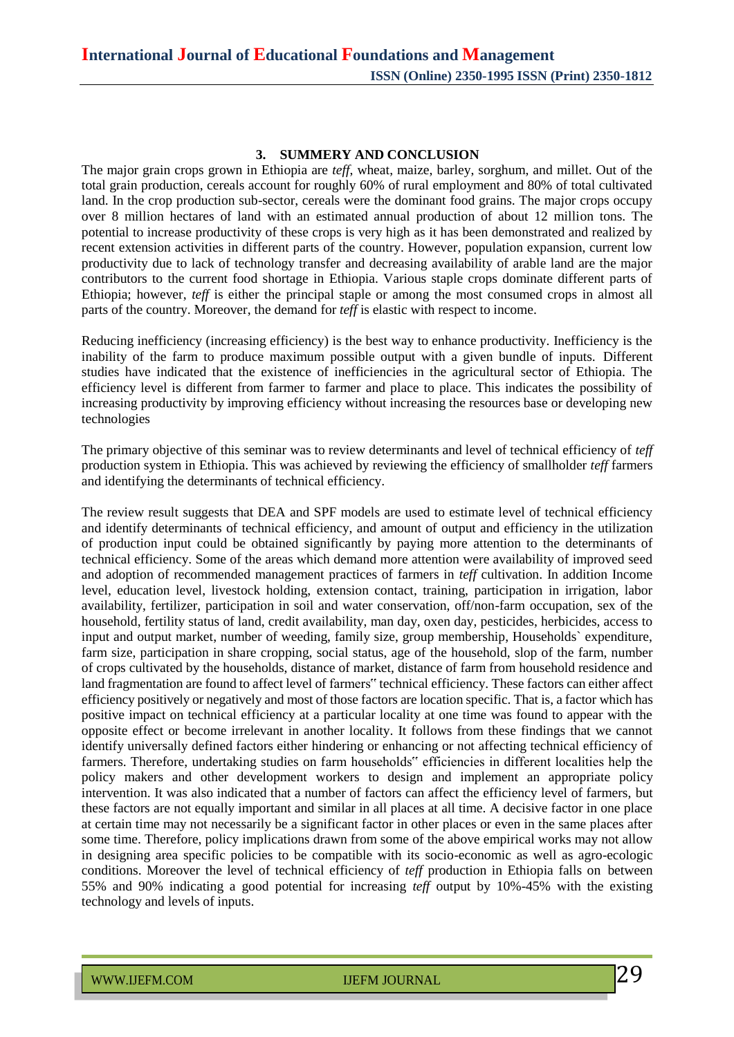## 3. SUMMERY AND CONCLUSION

The major grain crops grown in Ethiopia are *teff*, wheat, maize, barley, sorghum, and millet. Out of the total grain production, cereals account for roughly 60% of rural employment and 80% of total cultivated land. In the crop production sub-sector, cereals were the dominant food grains. The major crops occupy over 8 million hectares of land with an estimated annual production of about 12 million tons. The potential to increase productivity of these crops is very high as it has been demonstrated and realized by recent extension activities in different parts of the country. However, population expansion, current low productivity due to lack of technology transfer and decreasing availability of arable land are the major contributors to the current food shortage in Ethiopia. Various staple crops dominate different parts of Ethiopia; however, *teff* is either the principal staple or among the most consumed crops in almost all parts of the country. Moreover, the demand for *teff* is elastic with respect to income.

Reducing inefficiency (increasing efficiency) is the best way to enhance productivity. Inefficiency is the inability of the farm to produce maximum possible output with a given bundle of inputs. Different studies have indicated that the existence of inefficiencies in the agricultural sector of Ethiopia. The efficiency level is different from farmer to farmer and place to place. This indicates the possibility of increasing productivity by improving efficiency without increasing the resources base or developing new technologies

The primary objective of this seminar was to review determinants and level of technical efficiency of *teff* production system in Ethiopia. This was achieved by reviewing the efficiency of smallholder *teff* farmers and identifying the determinants of technical efficiency.

The review result suggests that DEA and SPF models are used to estimate level of technical efficiency and identify determinants of technical efficiency, and amount of output and efficiency in the utilization of production input could be obtained significantly by paying more attention to the determinants of technical efficiency. Some of the areas which demand more attention were availability of improved seed and adoption of recommended management practices of farmers in *teff* cultivation. In addition Income level, education level, livestock holding, extension contact, training, participation in irrigation, labor availability, fertilizer, participation in soil and water conservation, off/non-farm occupation, sex of the household, fertility status of land, credit availability, man day, oxen day, pesticides, herbicides, access to input and output market, number of weeding, family size, group membership, Households` expenditure, farm size, participation in share cropping, social status, age of the household, slop of the farm, number of crops cultivated by the households, distance of market, distance of farm from household residence and land fragmentation are found to affect level of farmers‟ technical efficiency. These factors can either affect efficiency positively or negatively and most of those factors are location specific. That is, a factor which has positive impact on technical efficiency at a particular locality at one time was found to appear with the opposite effect or become irrelevant in another locality. It follows from these findings that we cannot identify universally defined factors either hindering or enhancing or not affecting technical efficiency of farmers. Therefore, undertaking studies on farm households‟ efficiencies in different localities help the policy makers and other development workers to design and implement an appropriate policy intervention. It was also indicated that a number of factors can affect the efficiency level of farmers, but these factors are not equally important and similar in all places at all time. A decisive factor in one place at certain time may not necessarily be a significant factor in other places or even in the same places after some time. Therefore, policy implications drawn from some of the above empirical works may not allow in designing area specific policies to be compatible with its socio-economic as well as agro-ecologic conditions. Moreover the level of technical efficiency of *teff* production in Ethiopia falls on between 55% and 90% indicating a good potential for increasing *teff* output by 10%-45% with the existing technology and levels of inputs.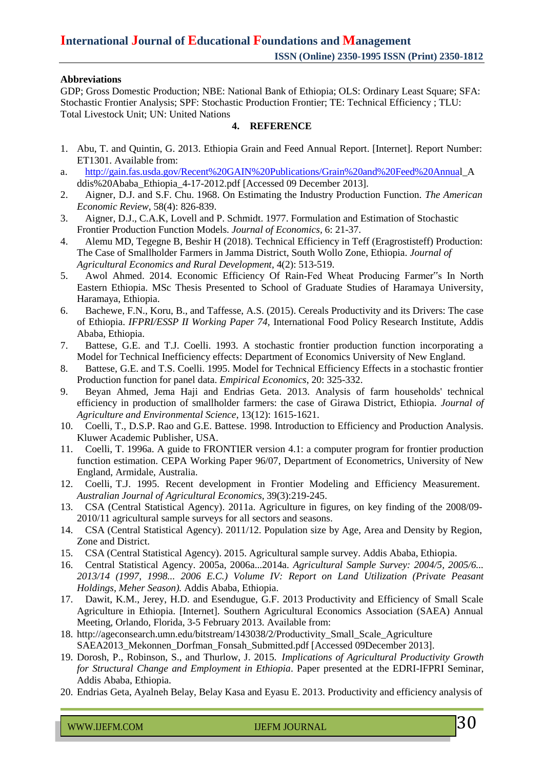**Abbreviations**

GDP; Gross Domestic Production; NBE: National Bank of Ethiopia; OLS: Ordinary Least Square; SFA: Stochastic Frontier Analysis; SPF: Stochastic Production Frontier; TE: Technical Efficiency ; TLU: Total Livestock Unit; UN: United Nations

## 4. REFERENCE

1. Abu, T. and Quintin, G. 2013. Ethiopia Grain and Feed Annual Report. [Internet]. Report Number: ET1301. Available from:

a. http://gain.fas.usda.gov/Recent%20GAIN%20Publications/Grain%20and%20Feed%20Annual_Addis%20Ababa_Ethiopia_4-17-2012.pdf [Accessed 09 December 2013].

2. Aigner, D.J. and S.F. Chu. 1968. On Estimating the Industry Production Function. *The American Economic Review*, 58(4): 826-839.
3. Aigner, D.J., C.A.K, Lovell and P. Schmidt. 1977. Formulation and Estimation of Stochastic Frontier Production Function Models. *Journal of Economics*, 6: 21-37.
4. Alemu MD, Tegegne B, Beshir H (2018). Technical Efficiency in Teff (Eragrostisteff) Production: The Case of Smallholder Farmers in Jamma District, South Wollo Zone, Ethiopia. *Journal of Agricultural Economics and Rural Development*, 4(2): 513-519.
5. Awol Ahmed. 2014. Economic Efficiency Of Rain-Fed Wheat Producing Farmer‟s In North Eastern Ethiopia. MSc Thesis Presented to School of Graduate Studies of Haramaya University, Haramaya, Ethiopia.
6. Bachewe, F.N., Koru, B., and Taffesse, A.S. (2015). Cereals Productivity and its Drivers: The case of Ethiopia. *IFPRI/ESSP II Working Paper 74*, International Food Policy Research Institute, Addis Ababa, Ethiopia.
7. Battese, G.E. and T.J. Coelli. 1993. A stochastic frontier production function incorporating a Model for Technical Inefficiency effects: Department of Economics University of New England.
8. Battese, G.E. and T.S. Coelli. 1995. Model for Technical Efficiency Effects in a stochastic frontier Production function for panel data. *Empirical Economics*, 20: 325-332.
9. Beyan Ahmed, Jema Haji and Endrias Geta. 2013. Analysis of farm households' technical efficiency in production of smallholder farmers: the case of Girawa District, Ethiopia. *Journal of Agriculture and Environmental Science*, 13(12): 1615-1621.
10. Coelli, T., D.S.P. Rao and G.E. Battese. 1998. Introduction to Efficiency and Production Analysis. Kluwer Academic Publisher, USA.
11. Coelli, T. 1996a. A guide to FRONTIER version 4.1: a computer program for frontier production function estimation. CEPA Working Paper 96/07, Department of Econometrics, University of New England, Armidale, Australia.
12. Coelli, T.J. 1995. Recent development in Frontier Modeling and Efficiency Measurement. *Australian Journal of Agricultural Economics*, 39(3):219-245.
13. CSA (Central Statistical Agency). 2011a. Agriculture in figures, on key finding of the 2008/09-2010/11 agricultural sample surveys for all sectors and seasons.
14. CSA (Central Statistical Agency). 2011/12. Population size by Age, Area and Density by Region, Zone and District.
15. CSA (Central Statistical Agency). 2015. Agricultural sample survey. Addis Ababa, Ethiopia.
16. Central Statistical Agency. 2005a, 2006a...2014a. *Agricultural Sample Survey: 2004/5, 2005/6... 2013/14 (1997, 1998... 2006 E.C.) Volume IV: Report on Land Utilization (Private Peasant Holdings, Meher Season).* Addis Ababa, Ethiopia.
17. Dawit, K.M., Jerey, H.D. and Esendugue, G.F. 2013 Productivity and Efficiency of Small Scale Agriculture in Ethiopia. [Internet]. Southern Agricultural Economics Association (SAEA) Annual Meeting, Orlando, Florida, 3-5 February 2013. Available from:
18. http://ageconsearch.umn.edu/bitstream/143038/2/Productivity_Small_Scale_Agriculture SAEA2013_Mekonnen_Dorfman_Fonsah_Submitted.pdf [Accessed 09December 2013].
19. Dorosh, P., Robinson, S., and Thurlow, J. 2015. *Implications of Agricultural Productivity Growth for Structural Change and Employment in Ethiopia*. Paper presented at the EDRI-IFPRI Seminar, Addis Ababa, Ethiopia.
20. Endrias Geta, Ayalneh Belay, Belay Kasa and Eyasu E. 2013. Productivity and efficiency analysis of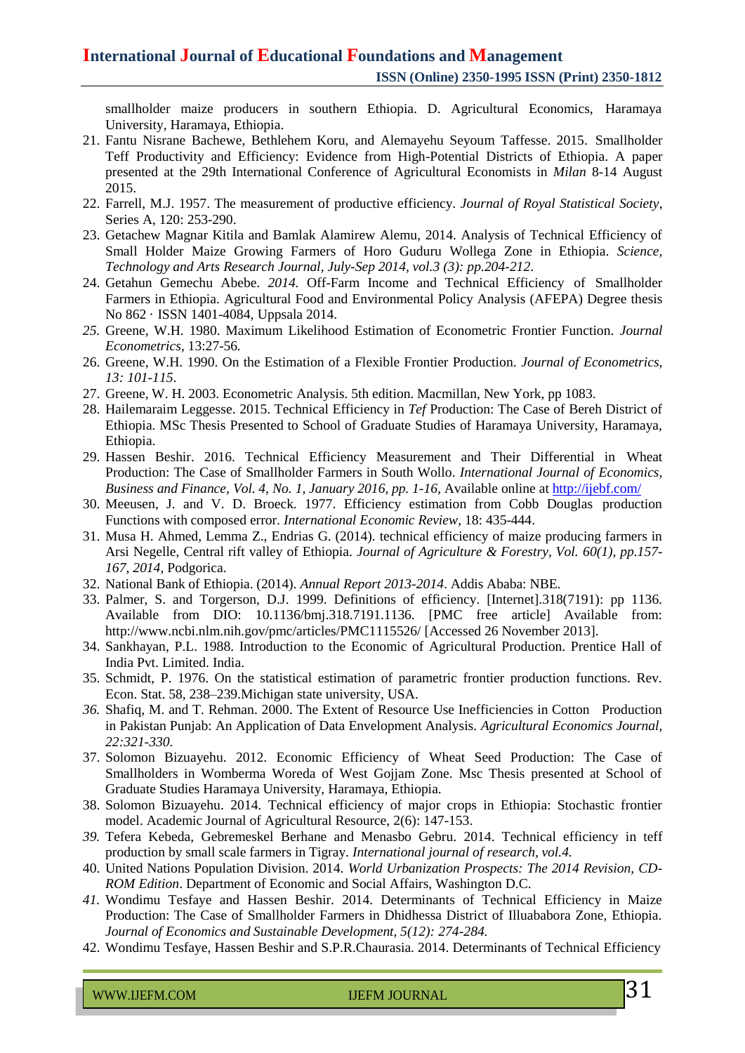smallholder maize producers in southern Ethiopia. D. Agricultural Economics, Haramaya University, Haramaya, Ethiopia.

21. Fantu Nisrane Bachewe, Bethlehem Koru, and Alemayehu Seyoum Taffesse. 2015. Smallholder Teff Productivity and Efficiency: Evidence from High-Potential Districts of Ethiopia. A paper presented at the 29th International Conference of Agricultural Economists in *Milan* 8-14 August 2015.
22. Farrell, M.J. 1957. The measurement of productive efficiency. *Journal of Royal Statistical Society*, Series A, 120: 253-290.
23. Getachew Magnar Kitila and Bamlak Alamirew Alemu, 2014. Analysis of Technical Efficiency of Small Holder Maize Growing Farmers of Horo Guduru Wollega Zone in Ethiopia. *Science, Technology and Arts Research Journal, July-Sep 2014, vol.3 (3): pp.204-212*.
24. Getahun Gemechu Abebe. *2014.* Off-Farm Income and Technical Efficiency of Smallholder Farmers in Ethiopia. Agricultural Food and Environmental Policy Analysis (AFEPA) Degree thesis No 862 · ISSN 1401-4084, Uppsala 2014.
25. Greene, W.H. 1980. Maximum Likelihood Estimation of Econometric Frontier Function. *Journal Econometrics*, 13:27-56.
26. Greene, W.H. 1990. On the Estimation of a Flexible Frontier Production. *Journal of Econometrics, 13: 101-115*.
27. Greene, W. H. 2003. Econometric Analysis. 5th edition. Macmillan, New York, pp 1083.
28. Hailemaraim Leggesse. 2015. Technical Efficiency in *Tef* Production: The Case of Bereh District of Ethiopia. MSc Thesis Presented to School of Graduate Studies of Haramaya University, Haramaya, Ethiopia.
29. Hassen Beshir. 2016. Technical Efficiency Measurement and Their Differential in Wheat Production: The Case of Smallholder Farmers in South Wollo. *International Journal of Economics, Business and Finance, Vol. 4, No. 1, January 2016, pp. 1-16*, Available online at http://ijebf.com/
30. Meeusen, J. and V. D. Broeck. 1977. Efficiency estimation from Cobb Douglas production Functions with composed error. *International Economic Review*, 18: 435-444.
31. Musa H. Ahmed, Lemma Z., Endrias G. (2014). technical efficiency of maize producing farmers in Arsi Negelle, Central rift valley of Ethiopia. *Journal of Agriculture & Forestry, Vol. 60(1), pp.157-167, 2014*, Podgorica.
32. National Bank of Ethiopia. (2014). *Annual Report 2013-2014*. Addis Ababa: NBE.
33. Palmer, S. and Torgerson, D.J. 1999. Definitions of efficiency. [Internet].318(7191): pp 1136. Available from DIO: 10.1136/bmj.318.7191.1136. [PMC free article] Available from: http://www.ncbi.nlm.nih.gov/pmc/articles/PMC1115526/ [Accessed 26 November 2013].
34. Sankhayan, P.L. 1988. Introduction to the Economic of Agricultural Production. Prentice Hall of India Pvt. Limited. India.
35. Schmidt, P. 1976. On the statistical estimation of parametric frontier production functions. Rev. Econ. Stat. 58, 238–239.Michigan state university, USA.
36. Shafiq, M. and T. Rehman. 2000. The Extent of Resource Use Inefficiencies in Cotton Production in Pakistan Punjab: An Application of Data Envelopment Analysis. *Agricultural Economics Journal, 22:321-330.*
37. Solomon Bizuayehu. 2012. Economic Efficiency of Wheat Seed Production: The Case of Smallholders in Womberma Woreda of West Gojjam Zone. Msc Thesis presented at School of Graduate Studies Haramaya University, Haramaya, Ethiopia.
38. Solomon Bizuayehu. 2014. Technical efficiency of major crops in Ethiopia: Stochastic frontier model. Academic Journal of Agricultural Resource, 2(6): 147-153.
39. Tefera Kebeda, Gebremeskel Berhane and Menasbo Gebru. 2014. Technical efficiency in teff production by small scale farmers in Tigray. *International journal of research, vol.4.*
40. United Nations Population Division. 2014. *World Urbanization Prospects: The 2014 Revision, CD-ROM Edition*. Department of Economic and Social Affairs, Washington D.C.
41. Wondimu Tesfaye and Hassen Beshir. 2014. Determinants of Technical Efficiency in Maize Production: The Case of Smallholder Farmers in Dhidhessa District of Illuababora Zone, Ethiopia. *Journal of Economics and Sustainable Development, 5(12): 274-284.*
42. Wondimu Tesfaye, Hassen Beshir and S.P.R.Chaurasia. 2014. Determinants of Technical Efficiency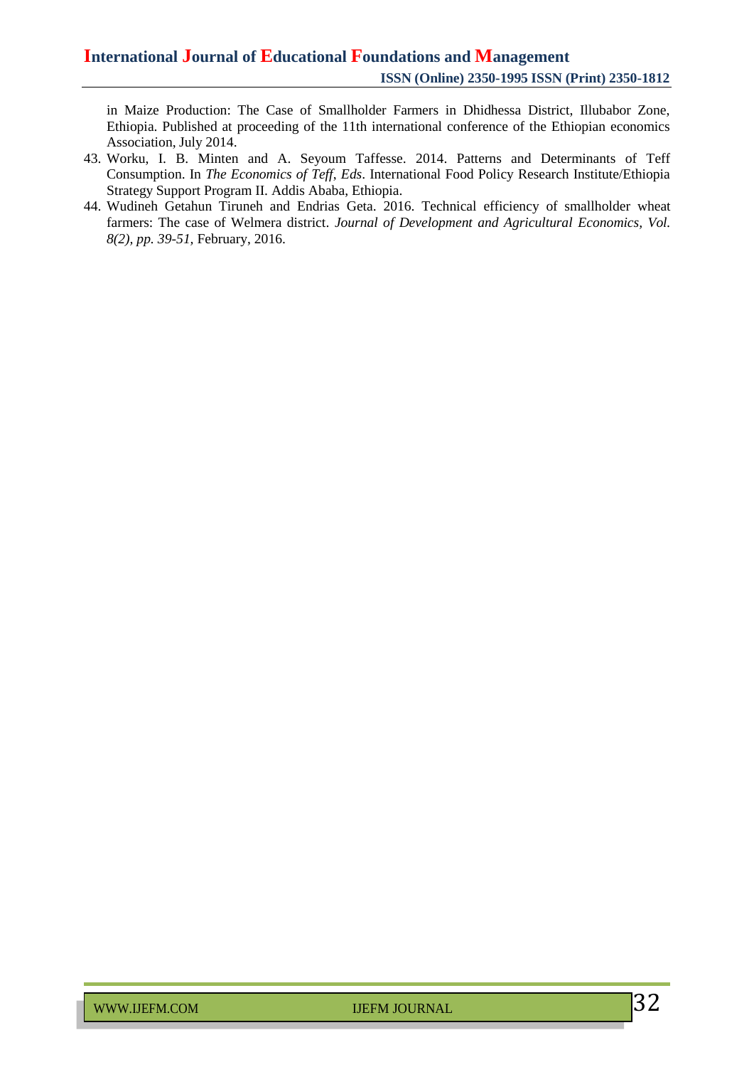in Maize Production: The Case of Smallholder Farmers in Dhidhessa District, Illubabor Zone, Ethiopia. Published at proceeding of the 11th international conference of the Ethiopian economics Association, July 2014.

43. Worku, I. B. Minten and A. Seyoum Taffesse. 2014. Patterns and Determinants of Teff Consumption. In *The Economics of Teff, Eds*. International Food Policy Research Institute/Ethiopia Strategy Support Program II. Addis Ababa, Ethiopia.
44. Wudineh Getahun Tiruneh and Endrias Geta. 2016. Technical efficiency of smallholder wheat farmers: The case of Welmera district. *Journal of Development and Agricultural Economics, Vol. 8(2), pp. 39-51,* February, 2016.